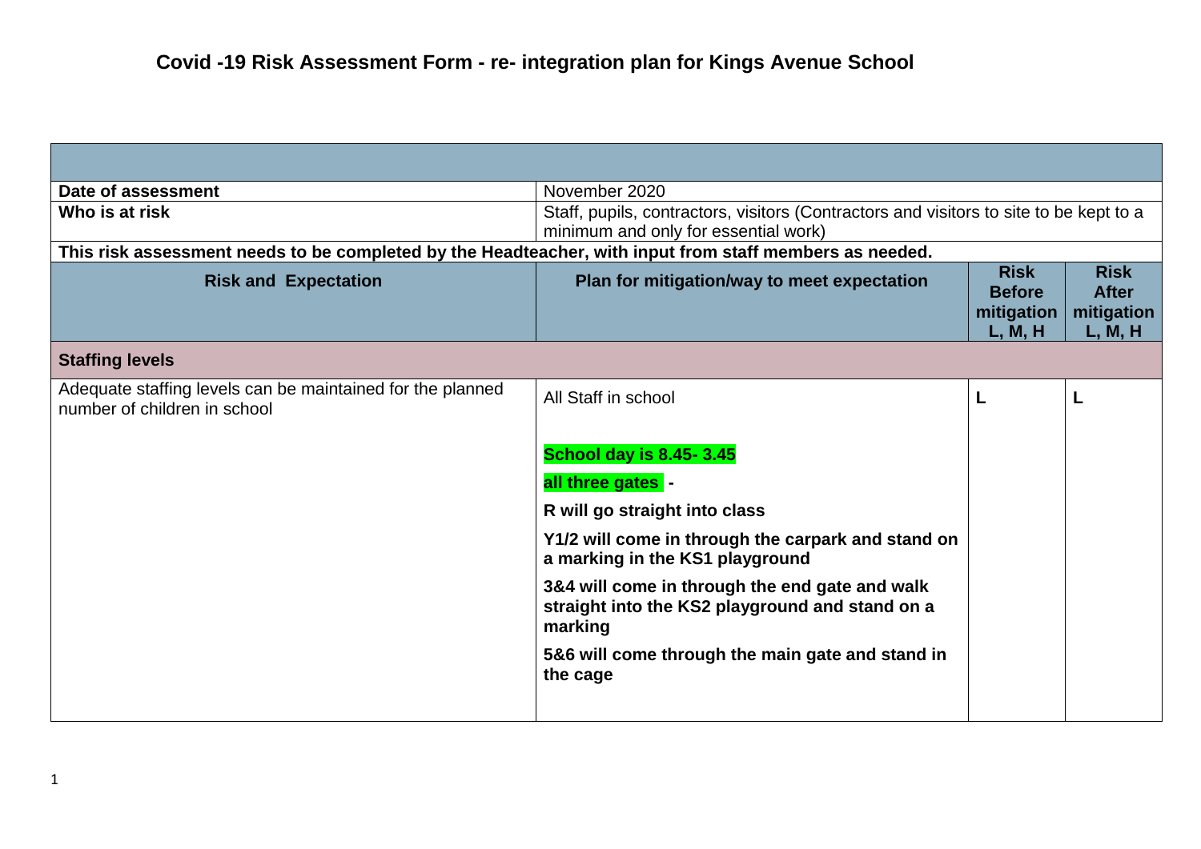# Covid -19 Risk Assessment Form - re- integration plan for Kings Avenue School

| | | | |
|---|---|---|---|
| **Date of assessment** | November 2020 | | |
| **Who is at risk** | Staff, pupils, contractors, visitors (Contractors and visitors to site to be kept to a minimum and only for essential work) | | |
| **This risk assessment needs to be completed by the Headteacher, with input from staff members as needed.** | | | |
| **Risk and Expectation** | **Plan for mitigation/way to meet expectation** | **Risk Before mitigation L, M, H** | **Risk After mitigation L, M, H** |
| **Staffing levels** | | | |
| Adequate staffing levels can be maintained for the planned number of children in school | All Staff in school<br><br>**School day is 8.45- 3.45**<br><br>**all three gates -**<br><br>**R will go straight into class**<br><br>**Y1/2 will come in through the carpark and stand on a marking in the KS1 playground**<br><br>**3&4 will come in through the end gate and walk straight into the KS2 playground and stand on a marking**<br><br>**5&6 will come through the main gate and stand in the cage** | **L** | **L** |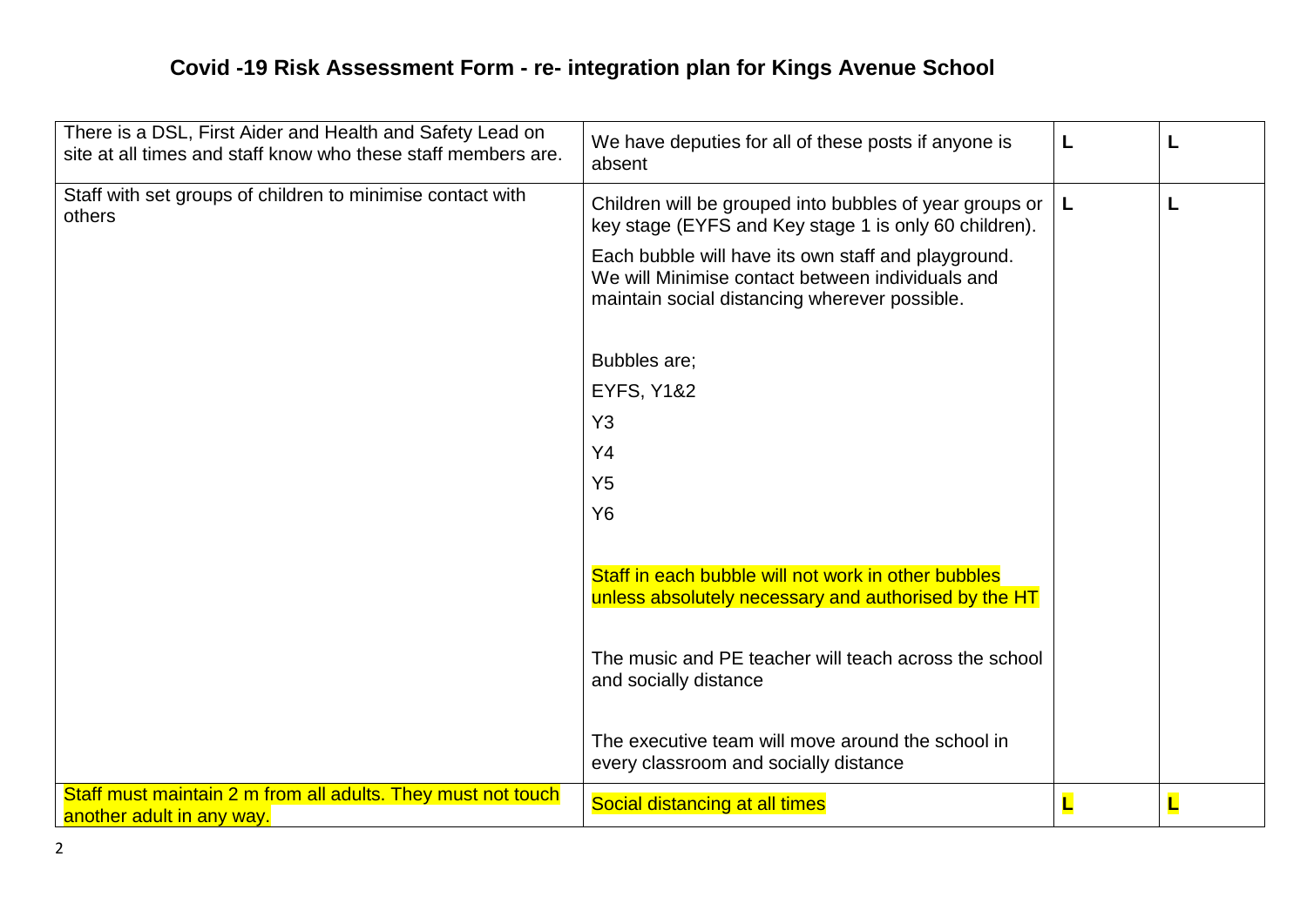# Covid -19 Risk Assessment Form - re- integration plan for Kings Avenue School

| | | | |
|---|---|---|---|
| There is a DSL, First Aider and Health and Safety Lead on site at all times and staff know who these staff members are. | We have deputies for all of these posts if anyone is absent | **L** | **L** |
| Staff with set groups of children to minimise contact with others | Children will be grouped into bubbles of year groups or key stage (EYFS and Key stage 1 is only 60 children).<br><br>Each bubble will have its own staff and playground. We will Minimise contact between individuals and maintain social distancing wherever possible.<br><br>Bubbles are;<br>EYFS, Y1&2<br>Y3<br>Y4<br>Y5<br>Y6<br><br>Staff in each bubble will not work in other bubbles unless absolutely necessary and authorised by the HT<br><br>The music and PE teacher will teach across the school and socially distance<br><br>The executive team will move around the school in every classroom and socially distance | **L** | **L** |
| Staff must maintain 2 m from all adults. They must not touch another adult in any way. | Social distancing at all times | **L** | **L** |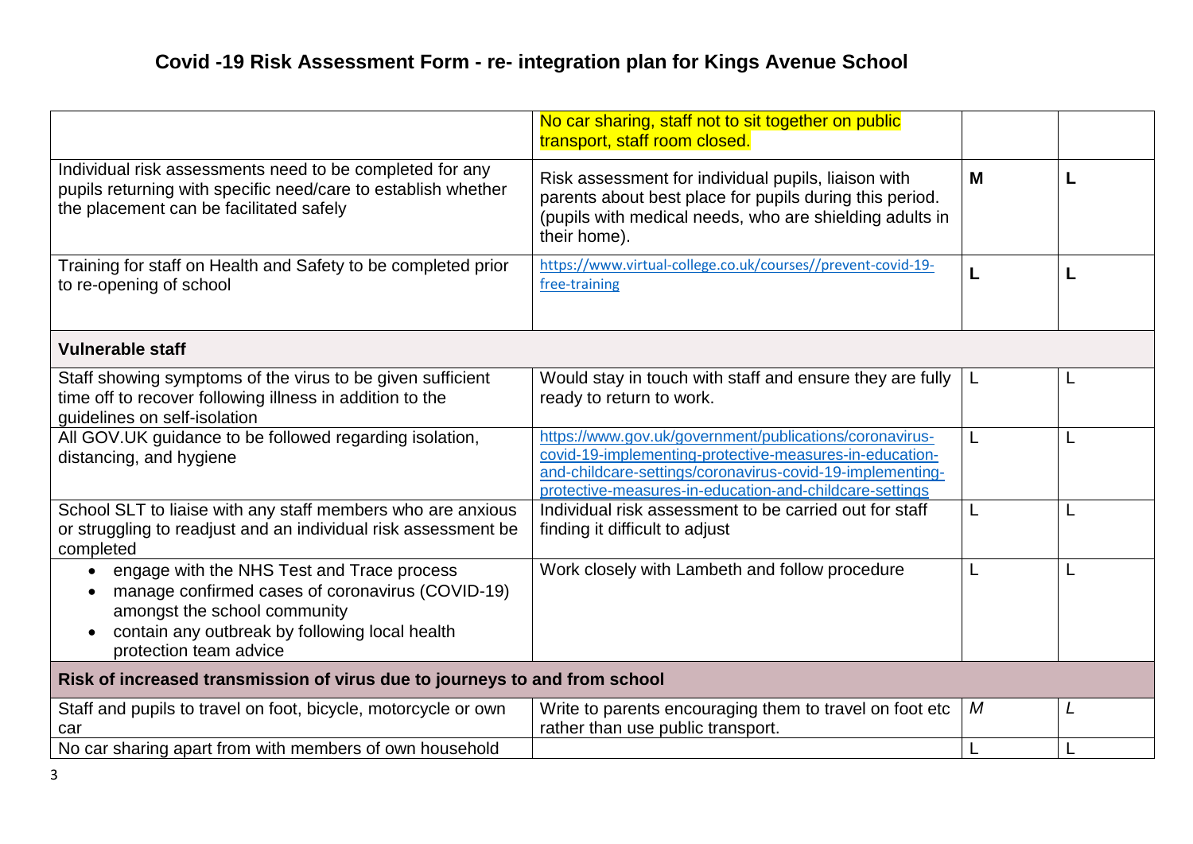# Covid -19 Risk Assessment Form - re- integration plan for Kings Avenue School

| | | | |
|---|---|---|---|
| | No car sharing, staff not to sit together on public transport, staff room closed. | | |
| Individual risk assessments need to be completed for any pupils returning with specific need/care to establish whether the placement can be facilitated safely | Risk assessment for individual pupils, liaison with parents about best place for pupils during this period. (pupils with medical needs, who are shielding adults in their home). | **M** | **L** |
| Training for staff on Health and Safety to be completed prior to re-opening of school | https://www.virtual-college.co.uk/courses//prevent-covid-19-free-training | **L** | **L** |
| **Vulnerable staff** | | | |
| Staff showing symptoms of the virus to be given sufficient time off to recover following illness in addition to the guidelines on self-isolation | Would stay in touch with staff and ensure they are fully ready to return to work. | L | L |
| All GOV.UK guidance to be followed regarding isolation, distancing, and hygiene | https://www.gov.uk/government/publications/coronavirus-covid-19-implementing-protective-measures-in-education-and-childcare-settings/coronavirus-covid-19-implementing-protective-measures-in-education-and-childcare-settings | L | L |
| School SLT to liaise with any staff members who are anxious or struggling to readjust and an individual risk assessment be completed | Individual risk assessment to be carried out for staff finding it difficult to adjust | L | L |
| • engage with the NHS Test and Trace process<br>• manage confirmed cases of coronavirus (COVID-19) amongst the school community<br>• contain any outbreak by following local health protection team advice | Work closely with Lambeth and follow procedure | L | L |
| **Risk of increased transmission of virus due to journeys to and from school** | | | |
| Staff and pupils to travel on foot, bicycle, motorcycle or own car | Write to parents encouraging them to travel on foot etc rather than use public transport. | *M* | *L* |
| No car sharing apart from with members of own household | | L | L |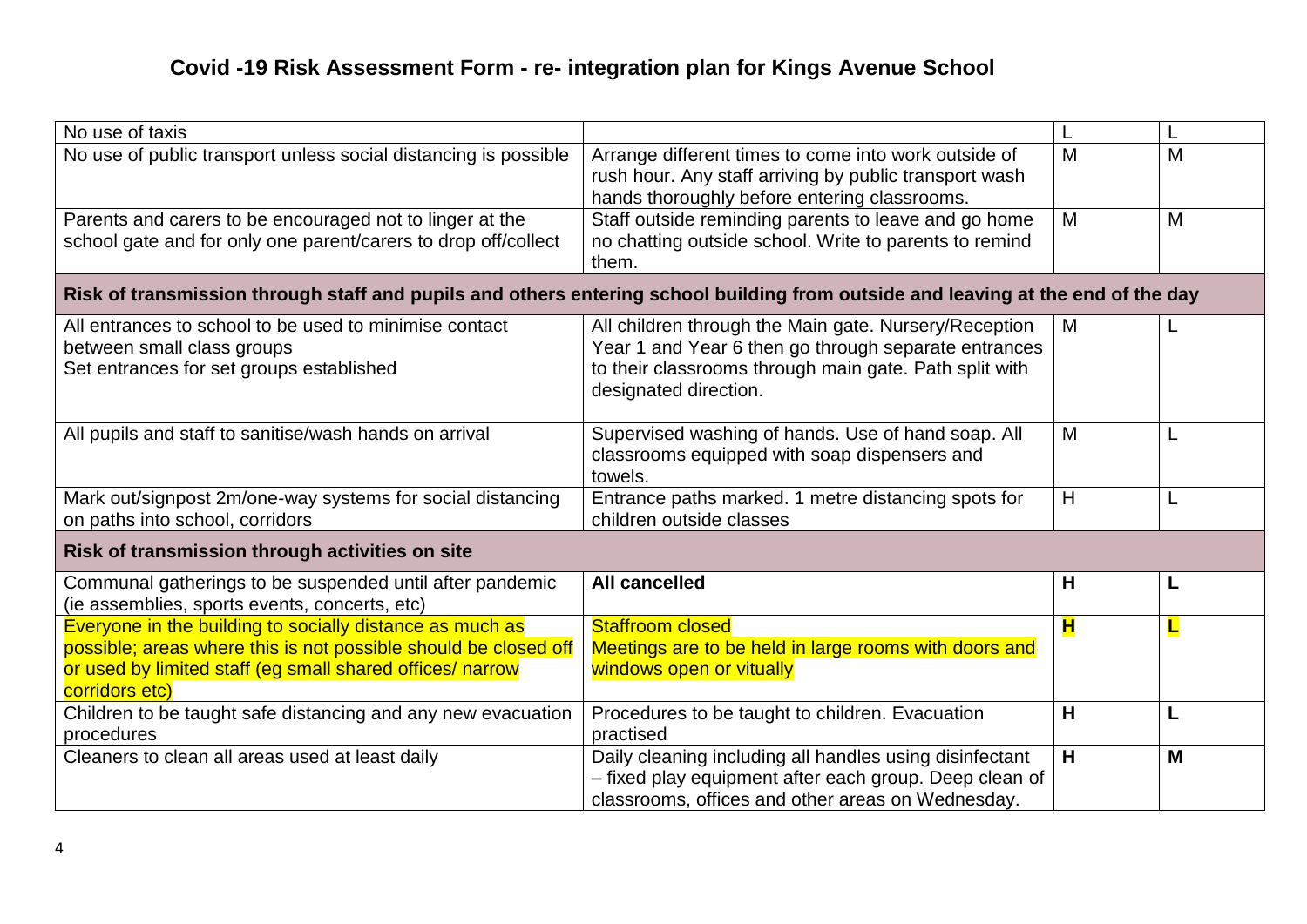# Covid -19 Risk Assessment Form - re- integration plan for Kings Avenue School

| | | | |
|---|---|---|---|
| No use of taxis | | L | L |
| No use of public transport unless social distancing is possible | Arrange different times to come into work outside of rush hour. Any staff arriving by public transport wash hands thoroughly before entering classrooms. | M | M |
| Parents and carers to be encouraged not to linger at the school gate and for only one parent/carers to drop off/collect | Staff outside reminding parents to leave and go home no chatting outside school. Write to parents to remind them. | M | M |
| **Risk of transmission through staff and pupils and others entering school building from outside and leaving at the end of the day** | | | |
| All entrances to school to be used to minimise contact between small class groups<br>Set entrances for set groups established | All children through the Main gate. Nursery/Reception Year 1 and Year 6 then go through separate entrances to their classrooms through main gate. Path split with designated direction. | M | L |
| All pupils and staff to sanitise/wash hands on arrival | Supervised washing of hands. Use of hand soap. All classrooms equipped with soap dispensers and towels. | M | L |
| Mark out/signpost 2m/one-way systems for social distancing on paths into school, corridors | Entrance paths marked. 1 metre distancing spots for children outside classes | H | L |
| **Risk of transmission through activities on site** | | | |
| Communal gatherings to be suspended until after pandemic (ie assemblies, sports events, concerts, etc) | **All cancelled** | **H** | **L** |
| Everyone in the building to socially distance as much as possible; areas where this is not possible should be closed off or used by limited staff (eg small shared offices/ narrow corridors etc) | Staffroom closed<br>Meetings are to be held in large rooms with doors and windows open or vitually | **H** | **L** |
| Children to be taught safe distancing and any new evacuation procedures | Procedures to be taught to children. Evacuation practised | **H** | **L** |
| Cleaners to clean all areas used at least daily | Daily cleaning including all handles using disinfectant – fixed play equipment after each group. Deep clean of classrooms, offices and other areas on Wednesday. | **H** | **M** |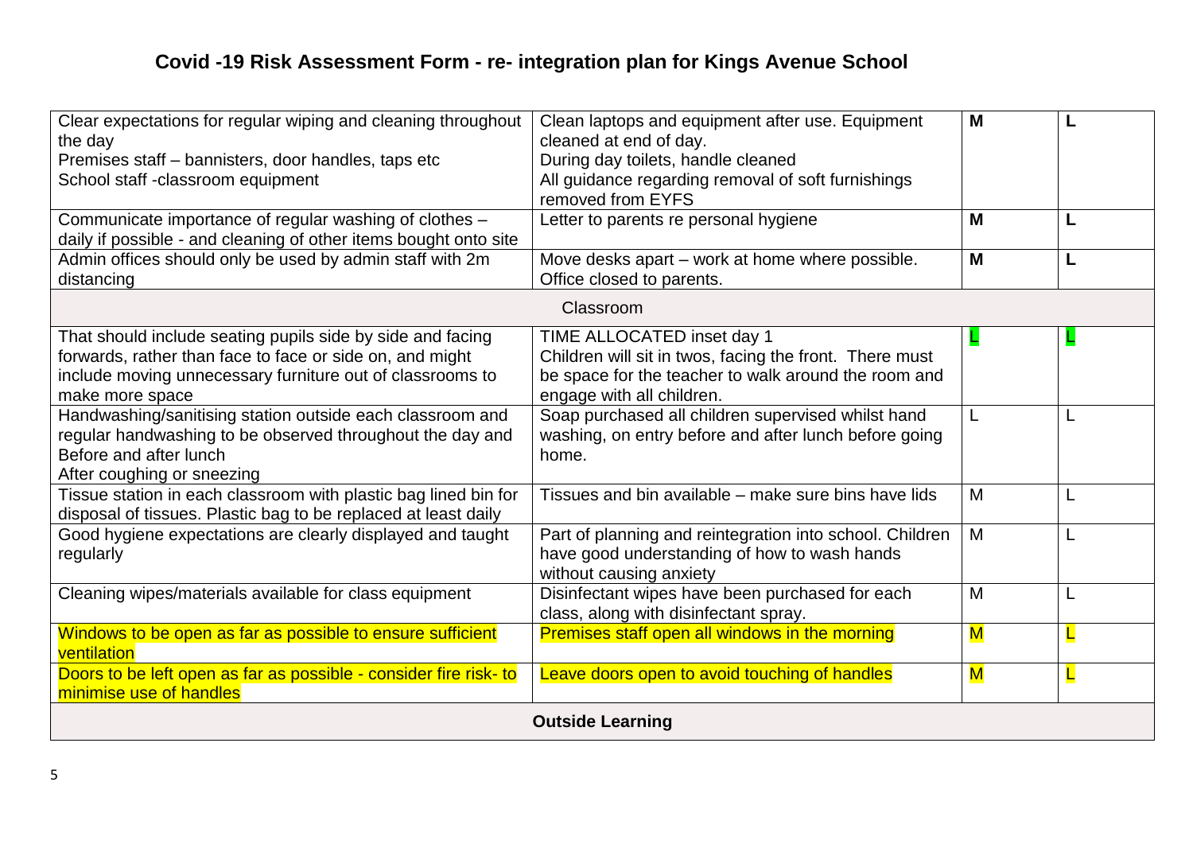# Covid -19 Risk Assessment Form - re- integration plan for Kings Avenue School

| | | | |
|---|---|---|---|
| Clear expectations for regular wiping and cleaning throughout the day<br>Premises staff – bannisters, door handles, taps etc<br>School staff -classroom equipment | Clean laptops and equipment after use. Equipment cleaned at end of day.<br>During day toilets, handle cleaned<br>All guidance regarding removal of soft furnishings removed from EYFS | **M** | **L** |
| Communicate importance of regular washing of clothes – daily if possible - and cleaning of other items bought onto site | Letter to parents re personal hygiene | **M** | **L** |
| Admin offices should only be used by admin staff with 2m distancing | Move desks apart – work at home where possible. Office closed to parents. | **M** | **L** |
| Classroom | | | |
| That should include seating pupils side by side and facing forwards, rather than face to face or side on, and might include moving unnecessary furniture out of classrooms to make more space | TIME ALLOCATED inset day 1<br>Children will sit in twos, facing the front. There must be space for the teacher to walk around the room and engage with all children. | L | L |
| Handwashing/sanitising station outside each classroom and regular handwashing to be observed throughout the day and Before and after lunch<br>After coughing or sneezing | Soap purchased all children supervised whilst hand washing, on entry before and after lunch before going home. | L | L |
| Tissue station in each classroom with plastic bag lined bin for disposal of tissues. Plastic bag to be replaced at least daily | Tissues and bin available – make sure bins have lids | M | L |
| Good hygiene expectations are clearly displayed and taught regularly | Part of planning and reintegration into school. Children have good understanding of how to wash hands without causing anxiety | M | L |
| Cleaning wipes/materials available for class equipment | Disinfectant wipes have been purchased for each class, along with disinfectant spray. | M | L |
| Windows to be open as far as possible to ensure sufficient ventilation | Premises staff open all windows in the morning | M | L |
| Doors to be left open as far as possible - consider fire risk- to minimise use of handles | Leave doors open to avoid touching of handles | M | L |
| **Outside Learning** | | | |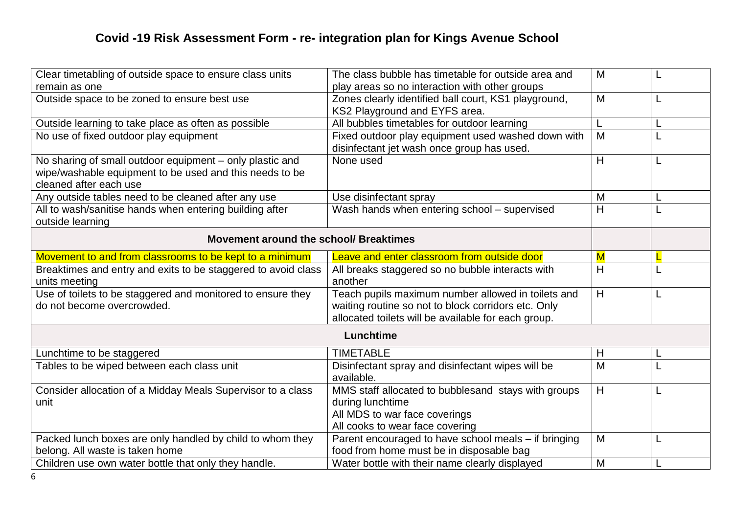# Covid -19 Risk Assessment Form - re- integration plan for Kings Avenue School

| | | | |
|---|---|---|---|
| Clear timetabling of outside space to ensure class units remain as one | The class bubble has timetable for outside area and play areas so no interaction with other groups | M | L |
| Outside space to be zoned to ensure best use | Zones clearly identified ball court, KS1 playground, KS2 Playground and EYFS area. | M | L |
| Outside learning to take place as often as possible | All bubbles timetables for outdoor learning | L | L |
| No use of fixed outdoor play equipment | Fixed outdoor play equipment used washed down with disinfectant jet wash once group has used. | M | L |
| No sharing of small outdoor equipment – only plastic and wipe/washable equipment to be used and this needs to be cleaned after each use | None used | H | L |
| Any outside tables need to be cleaned after any use | Use disinfectant spray | M | L |
| All to wash/sanitise hands when entering building after outside learning | Wash hands when entering school – supervised | H | L |
| **Movement around the school/ Breaktimes** | | | |
| Movement to and from classrooms to be kept to a minimum | Leave and enter classroom from outside door | M | L |
| Breaktimes and entry and exits to be staggered to avoid class units meeting | All breaks staggered so no bubble interacts with another | H | L |
| Use of toilets to be staggered and monitored to ensure they do not become overcrowded. | Teach pupils maximum number allowed in toilets and waiting routine so not to block corridors etc. Only allocated toilets will be available for each group. | H | L |
| **Lunchtime** | | | |
| Lunchtime to be staggered | TIMETABLE | H | L |
| Tables to be wiped between each class unit | Disinfectant spray and disinfectant wipes will be available. | M | L |
| Consider allocation of a Midday Meals Supervisor to a class unit | MMS staff allocated to bubblesand stays with groups during lunchtime<br>All MDS to war face coverings<br>All cooks to wear face covering | H | L |
| Packed lunch boxes are only handled by child to whom they belong. All waste is taken home | Parent encouraged to have school meals – if bringing food from home must be in disposable bag | M | L |
| Children use own water bottle that only they handle. | Water bottle with their name clearly displayed | M | L |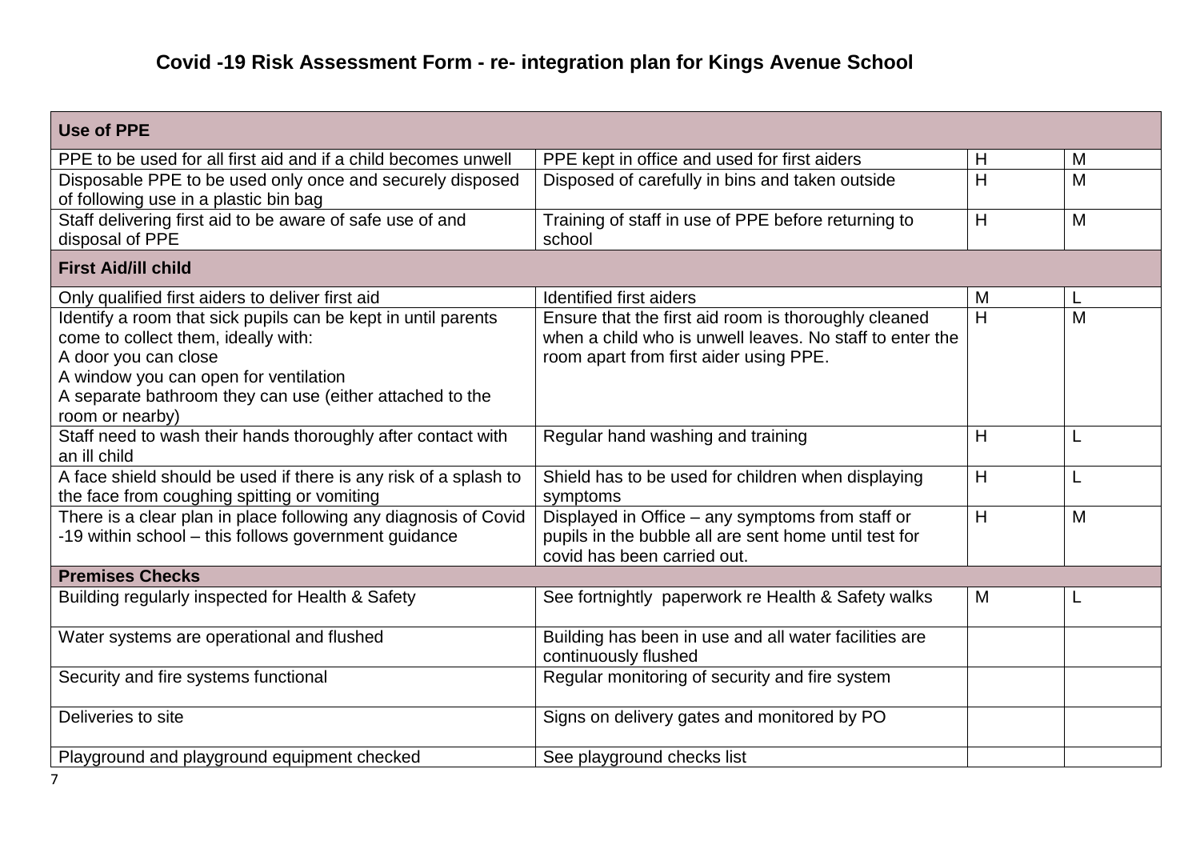# Covid -19 Risk Assessment Form - re- integration plan for Kings Avenue School

| Use of PPE | | | |
|---|---|---|---|
| PPE to be used for all first aid and if a child becomes unwell | PPE kept in office and used for first aiders | H | M |
| Disposable PPE to be used only once and securely disposed of following use in a plastic bin bag | Disposed of carefully in bins and taken outside | H | M |
| Staff delivering first aid to be aware of safe use of and disposal of PPE | Training of staff in use of PPE before returning to school | H | M |
| **First Aid/ill child** | | | |
| Only qualified first aiders to deliver first aid | Identified first aiders | M | L |
| Identify a room that sick pupils can be kept in until parents come to collect them, ideally with:<br>A door you can close<br>A window you can open for ventilation<br>A separate bathroom they can use (either attached to the room or nearby) | Ensure that the first aid room is thoroughly cleaned when a child who is unwell leaves. No staff to enter the room apart from first aider using PPE. | H | M |
| Staff need to wash their hands thoroughly after contact with an ill child | Regular hand washing and training | H | L |
| A face shield should be used if there is any risk of a splash to the face from coughing spitting or vomiting | Shield has to be used for children when displaying symptoms | H | L |
| There is a clear plan in place following any diagnosis of Covid -19 within school – this follows government guidance | Displayed in Office – any symptoms from staff or pupils in the bubble all are sent home until test for covid has been carried out. | H | M |
| **Premises Checks** | | | |
| Building regularly inspected for Health & Safety | See fortnightly paperwork re Health & Safety walks | M | L |
| Water systems are operational and flushed | Building has been in use and all water facilities are continuously flushed | | |
| Security and fire systems functional | Regular monitoring of security and fire system | | |
| Deliveries to site | Signs on delivery gates and monitored by PO | | |
| Playground and playground equipment checked | See playground checks list | | |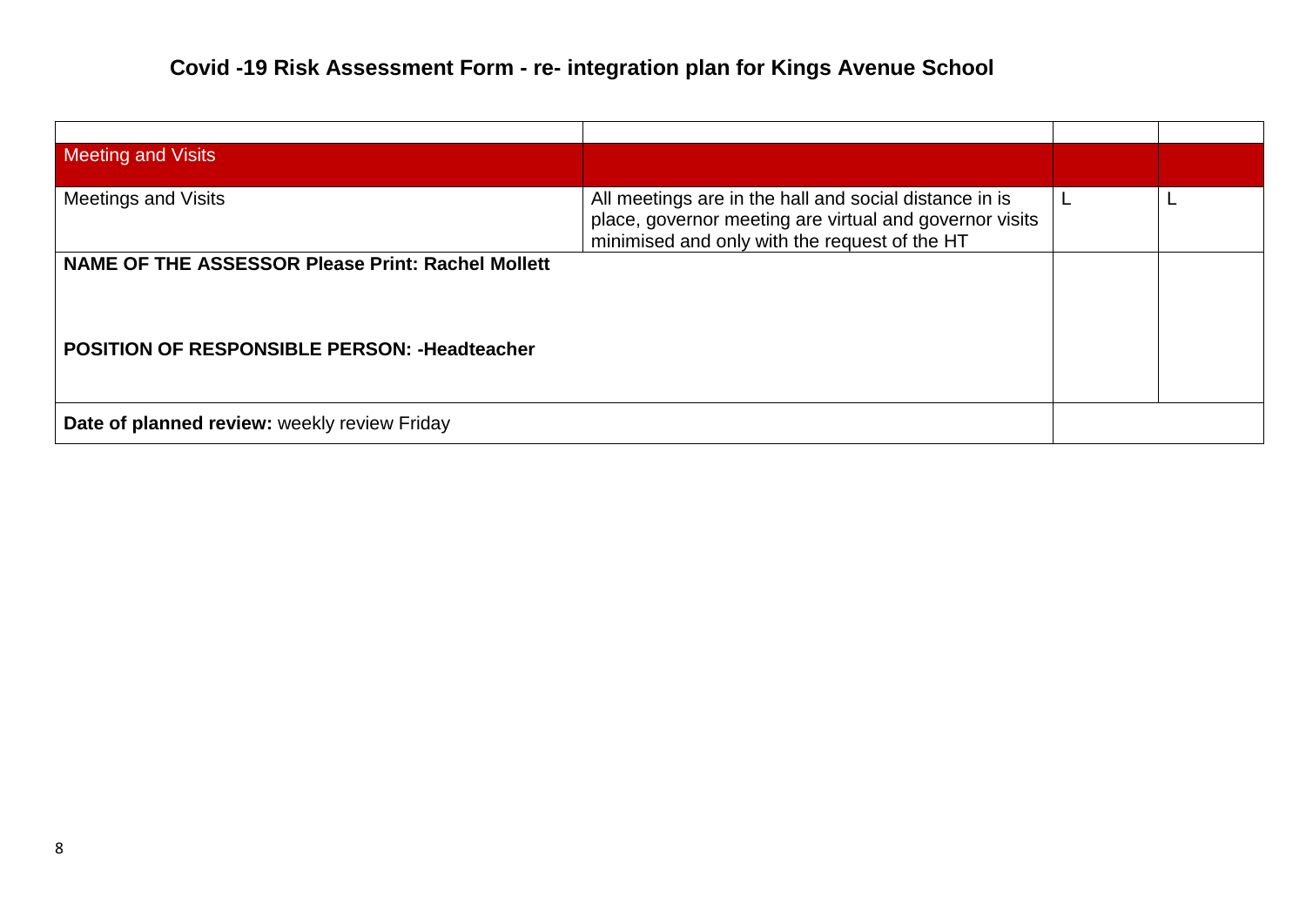# Covid -19 Risk Assessment Form - re- integration plan for Kings Avenue School

| | | | |
|---|---|---|---|
| Meeting and Visits | | | |
| Meetings and Visits | All meetings are in the hall and social distance in is place, governor meeting are virtual and governor visits minimised and only with the request of the HT | L | L |
| **NAME OF THE ASSESSOR Please Print: Rachel Mollett**<br><br>**POSITION OF RESPONSIBLE PERSON: -Headteacher** | | | |
| **Date of planned review:** weekly review Friday | | | |